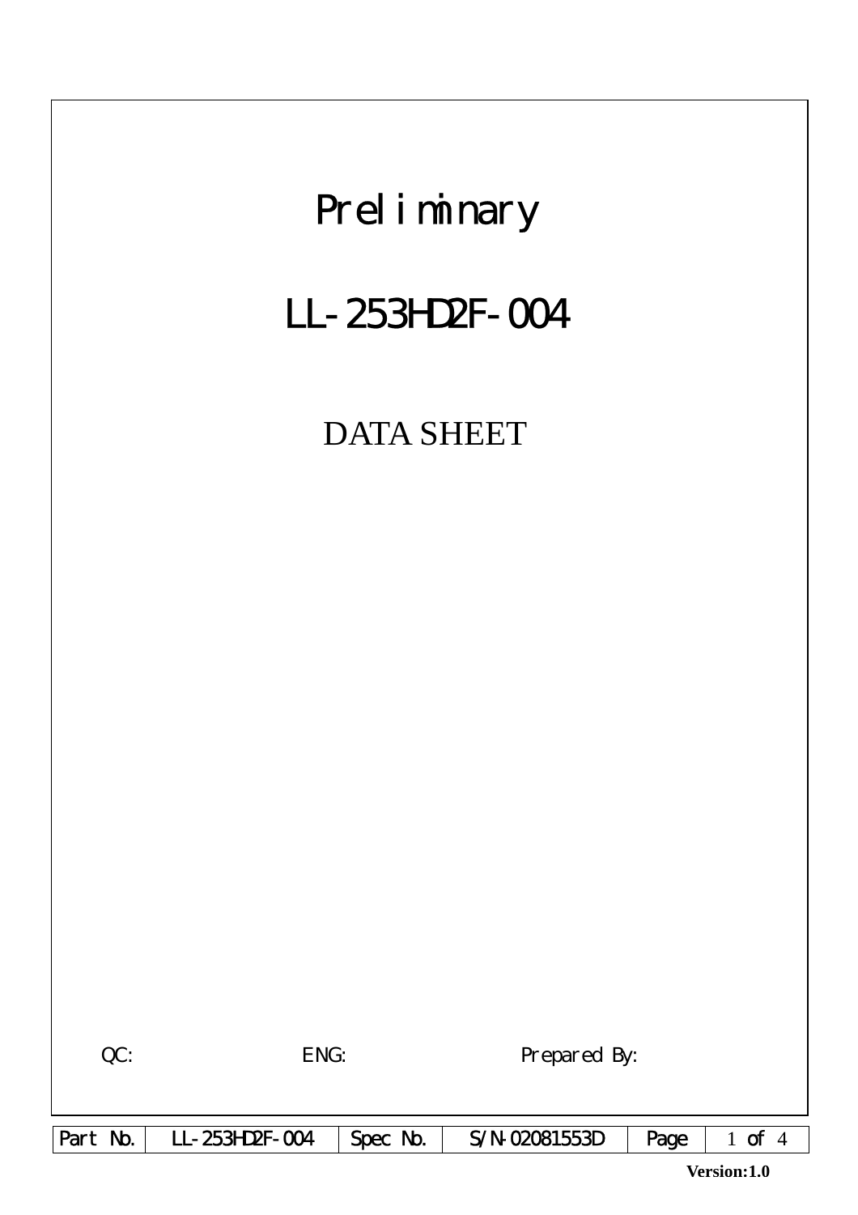# Preliminary

# LL-253HD2F-004

## DATA SHEET

QC: ENG: Prepared By:

| Part No. | LL-253HD2F-004 | Spec No. | S/N-02081553D | Page | 1 of 4 |
|---|---|---|---|---|---|

**Version:1.0**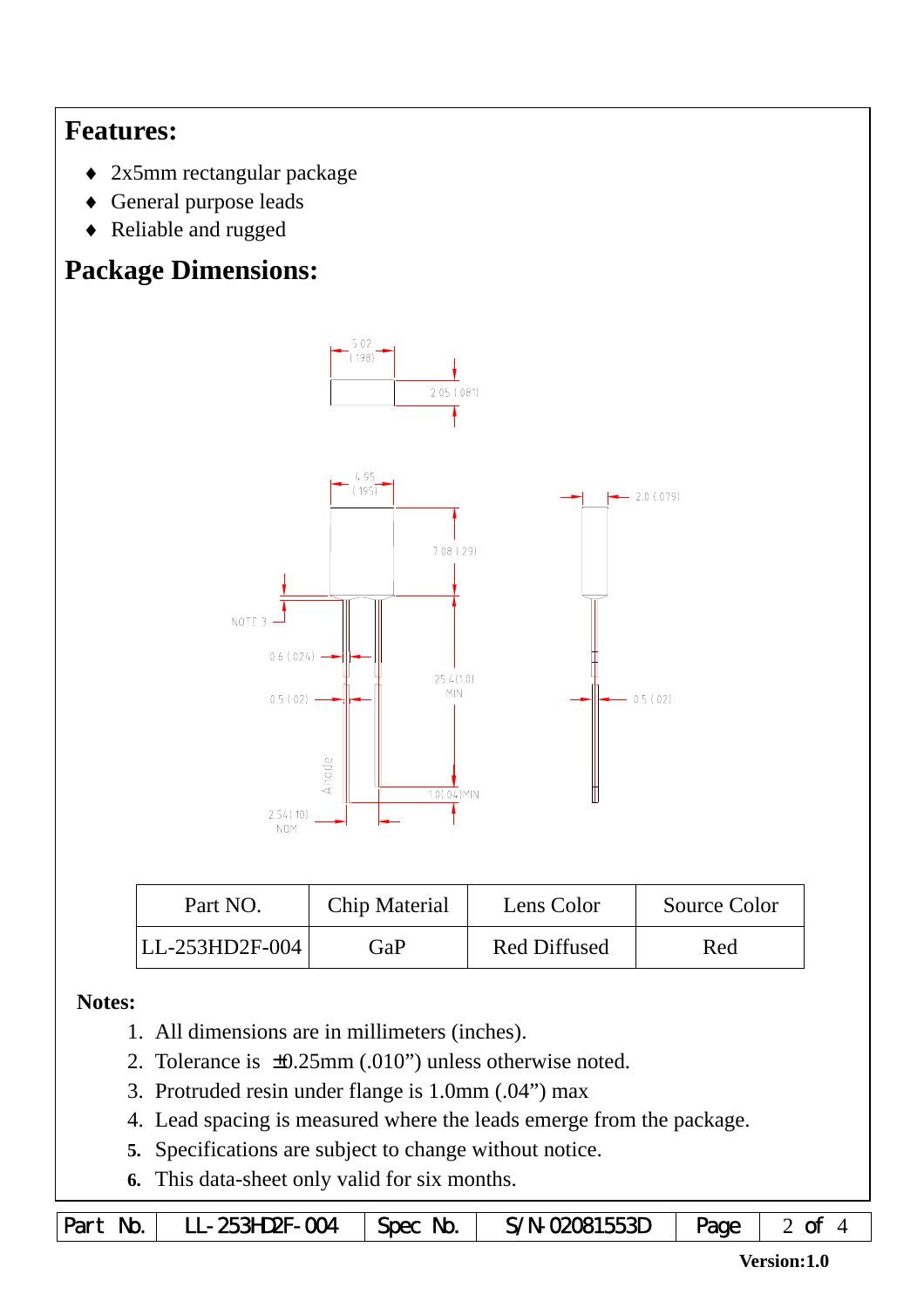## Features:

- 2x5mm rectangular package
- General purpose leads
- Reliable and rugged

## Package Dimensions:

| Part NO. | Chip Material | Lens Color | Source Color |
|---|---|---|---|
| LL-253HD2F-004 | GaP | Red Diffused | Red |

**Notes:**

1. All dimensions are in millimeters (inches).
2. Tolerance is ±0.25mm (.010") unless otherwise noted.
3. Protruded resin under flange is 1.0mm (.04") max
4. Lead spacing is measured where the leads emerge from the package.
5. Specifications are subject to change without notice.
6. This data-sheet only valid for six months.

| Part No. | LL-253HD2F-004 | Spec No. | S/N-02081553D | Page | 2 of 4 |
|---|---|---|---|---|---|

**Version:1.0**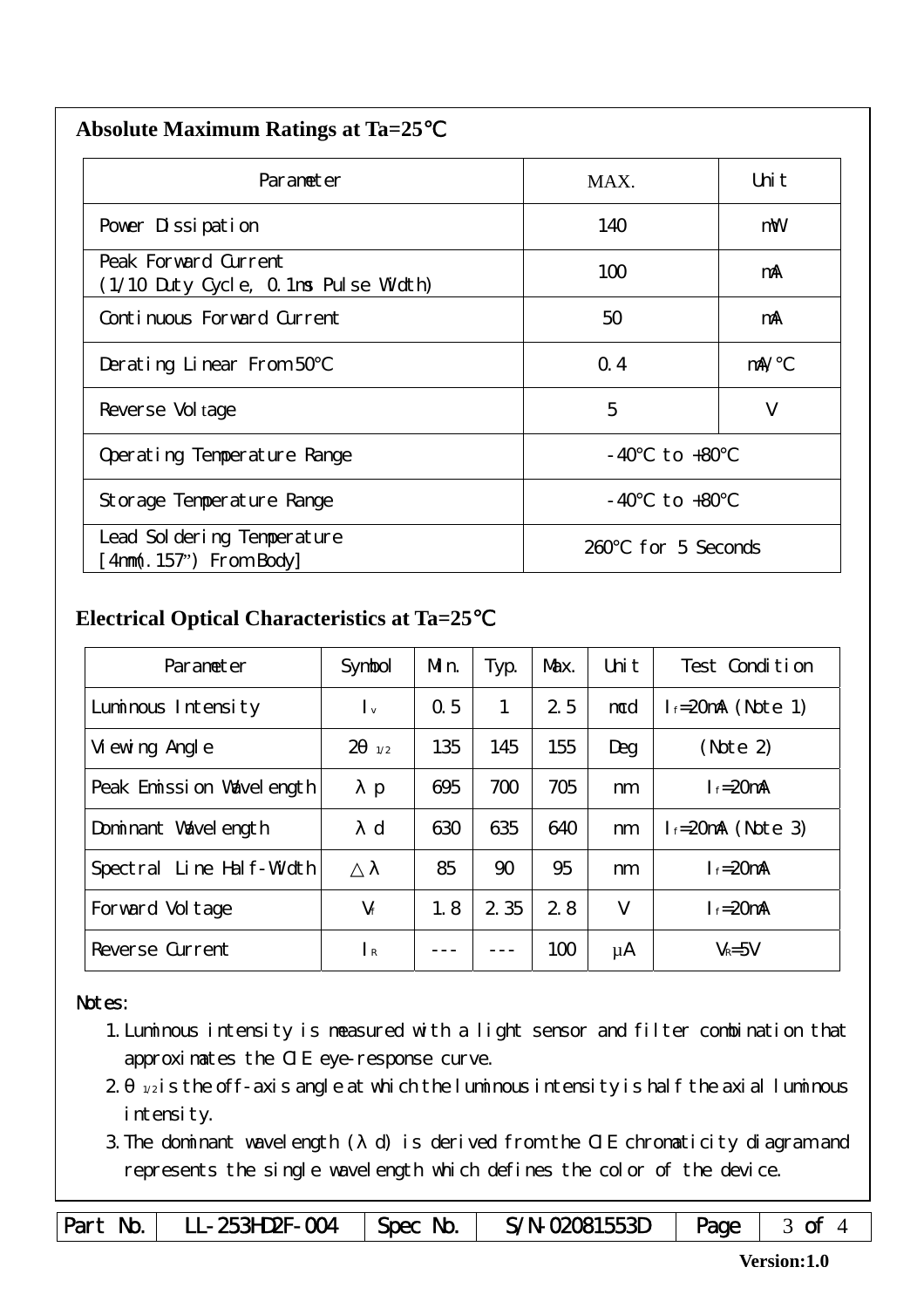## Absolute Maximum Ratings at Ta=25℃

| Parameter | MAX. | Unit |
|---|---|---|
| Power Dissipation | 140 | mW |
| Peak Forward Current (1/10 Duty Cycle, 0.1ms Pulse Width) | 100 | mA |
| Continuous Forward Current | 50 | mA |
| Derating Linear From 50℃ | 0.4 | mA/℃ |
| Reverse Voltage | 5 | V |
| Operating Temperature Range | -40℃ to +80℃ | |
| Storage Temperature Range | -40℃ to +80℃ | |
| Lead Soldering Temperature [4mm(.157") From Body] | 260℃ for 5 Seconds | |

## Electrical Optical Characteristics at Ta=25℃

| Parameter | Symbol | Min. | Typ. | Max. | Unit | Test Condition |
|---|---|---|---|---|---|---|
| Luminous Intensity | $I_v$ | 0.5 | 1 | 2.5 | mcd | $I_f$=20mA (Note 1) |
| Viewing Angle | $2\theta_{1/2}$ | 135 | 145 | 155 | Deg | (Note 2) |
| Peak Emission Wavelength | $\lambda p$ | 695 | 700 | 705 | nm | $I_f$=20mA |
| Dominant Wavelength | $\lambda d$ | 630 | 635 | 640 | nm | $I_f$=20mA (Note 3) |
| Spectral Line Half-Width | $\triangle\lambda$ | 85 | 90 | 95 | nm | $I_f$=20mA |
| Forward Voltage | $V_f$ | 1.8 | 2.35 | 2.8 | V | $I_f$=20mA |
| Reverse Current | $I_R$ | --- | --- | 100 | μA | $V_R$=5V |

Notes:

1. Luminous intensity is measured with a light sensor and filter combination that approximates the CIE eye-response curve.
2. $\theta_{1/2}$ is the off-axis angle at which the luminous intensity is half the axial luminous intensity.
3. The dominant wavelength ($\lambda$d) is derived from the CIE chromaticity diagram and represents the single wavelength which defines the color of the device.

| Part No. | LL-253HD2F-004 | Spec No. | S/N-02081553D | Page | 3 of 4 |
|---|---|---|---|---|---|

Version:1.0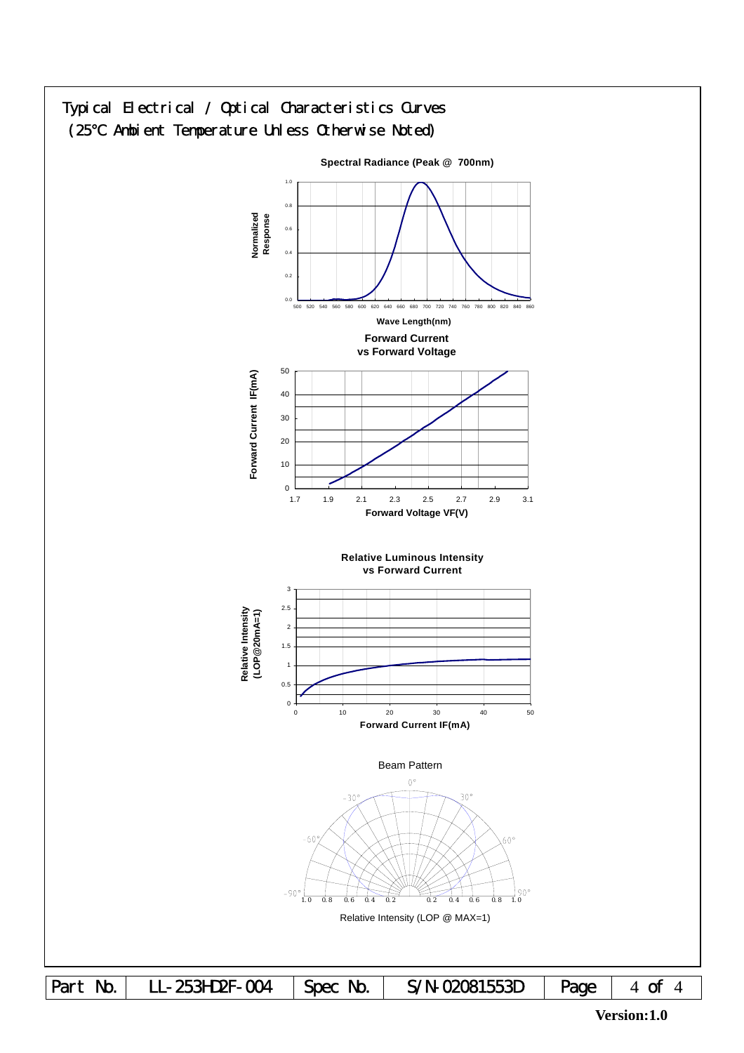# Typical Electrical / Optical Characteristics Curves
(25°C Ambient Temperature Unless Otherwise Noted)

**Spectral Radiance (Peak @ 700nm)**

Normalized Response

1.0
0.8
0.6
0.4
0.2
0.0

500 520 540 560 580 600 620 640 660 680 700 720 740 760 780 800 820 840 860

Wave Length(nm)

**Forward Current vs Forward Voltage**

Forward Current IF(mA)

50
40
30
20
10
0

1.7 1.9 2.1 2.3 2.5 2.7 2.9 3.1

Forward Voltage VF(V)

**Relative Luminous Intensity vs Forward Current**

Relative Intensity (LOP@20mA=1)

3
2.5
2
1.5
1
0.5
0

0 10 20 30 40 50

Forward Current IF(mA)

Beam Pattern

0°
-30° 30°
-60° 60°
-90° 90°

1.0 0.8 0.6 0.4 0.2 0.2 0.4 0.6 0.8 1.0

Relative Intensity (LOP @ MAX=1)

| Part No. | LL-253HD2F-004 | Spec No. | S/N-02081553D |
|---|---|---|---|

Version:1.0